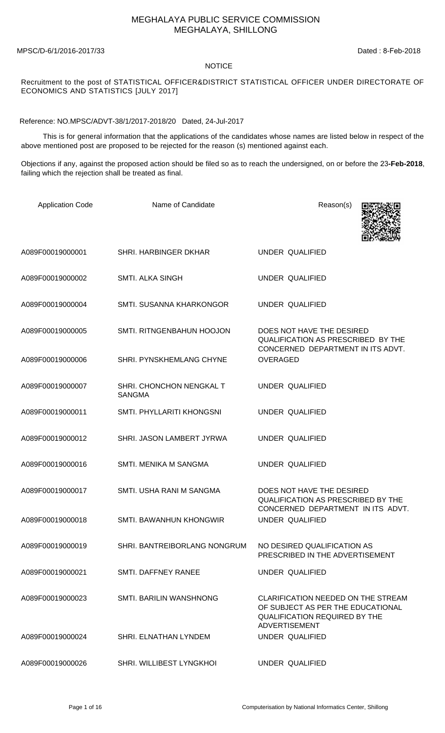# MEGHALAYA PUBLIC SERVICE COMMISSION
## MEGHALAYA, SHILLONG

MPSC/D-6/1/2016-2017/33 Dated : 8-Feb-2018

NOTICE

Recruitment to the post of STATISTICAL OFFICER&DISTRICT STATISTICAL OFFICER UNDER DIRECTORATE OF ECONOMICS AND STATISTICS [JULY 2017]

Reference: NO.MPSC/ADVT-38/1/2017-2018/20 Dated, 24-Jul-2017

This is for general information that the applications of the candidates whose names are listed below in respect of the above mentioned post are proposed to be rejected for the reason (s) mentioned against each.

Objections if any, against the proposed action should be filed so as to reach the undersigned, on or before the 23**-Feb-2018**, failing which the rejection shall be treated as final.

| Application Code | Name of Candidate | Reason(s) |
|---|---|---|
| A089F00019000001 | SHRI. HARBINGER DKHAR | UNDER QUALIFIED |
| A089F00019000002 | SMTI. ALKA SINGH | UNDER QUALIFIED |
| A089F00019000004 | SMTI. SUSANNA KHARKONGOR | UNDER QUALIFIED |
| A089F00019000005 | SMTI. RITNGENBAHUN HOOJON | DOES NOT HAVE THE DESIRED QUALIFICATION AS PRESCRIBED BY THE CONCERNED DEPARTMENT IN ITS ADVT. |
| A089F00019000006 | SHRI. PYNSKHEMLANG CHYNE | OVERAGED |
| A089F00019000007 | SHRI. CHONCHON NENGKAL T SANGMA | UNDER QUALIFIED |
| A089F00019000011 | SMTI. PHYLLARITI KHONGSNI | UNDER QUALIFIED |
| A089F00019000012 | SHRI. JASON LAMBERT JYRWA | UNDER QUALIFIED |
| A089F00019000016 | SMTI. MENIKA M SANGMA | UNDER QUALIFIED |
| A089F00019000017 | SMTI. USHA RANI M SANGMA | DOES NOT HAVE THE DESIRED QUALIFICATION AS PRESCRIBED BY THE CONCERNED DEPARTMENT IN ITS ADVT. |
| A089F00019000018 | SMTI. BAWANHUN KHONGWIR | UNDER QUALIFIED |
| A089F00019000019 | SHRI. BANTREIBORLANG NONGRUM | NO DESIRED QUALIFICATION AS PRESCRIBED IN THE ADVERTISEMENT |
| A089F00019000021 | SMTI. DAFFNEY RANEE | UNDER QUALIFIED |
| A089F00019000023 | SMTI. BARILIN WANSHNONG | CLARIFICATION NEEDED ON THE STREAM OF SUBJECT AS PER THE EDUCATIONAL QUALIFICATION REQUIRED BY THE ADVERTISEMENT |
| A089F00019000024 | SHRI. ELNATHAN LYNDEM | UNDER QUALIFIED |
| A089F00019000026 | SHRI. WILLIBEST LYNGKHOI | UNDER QUALIFIED |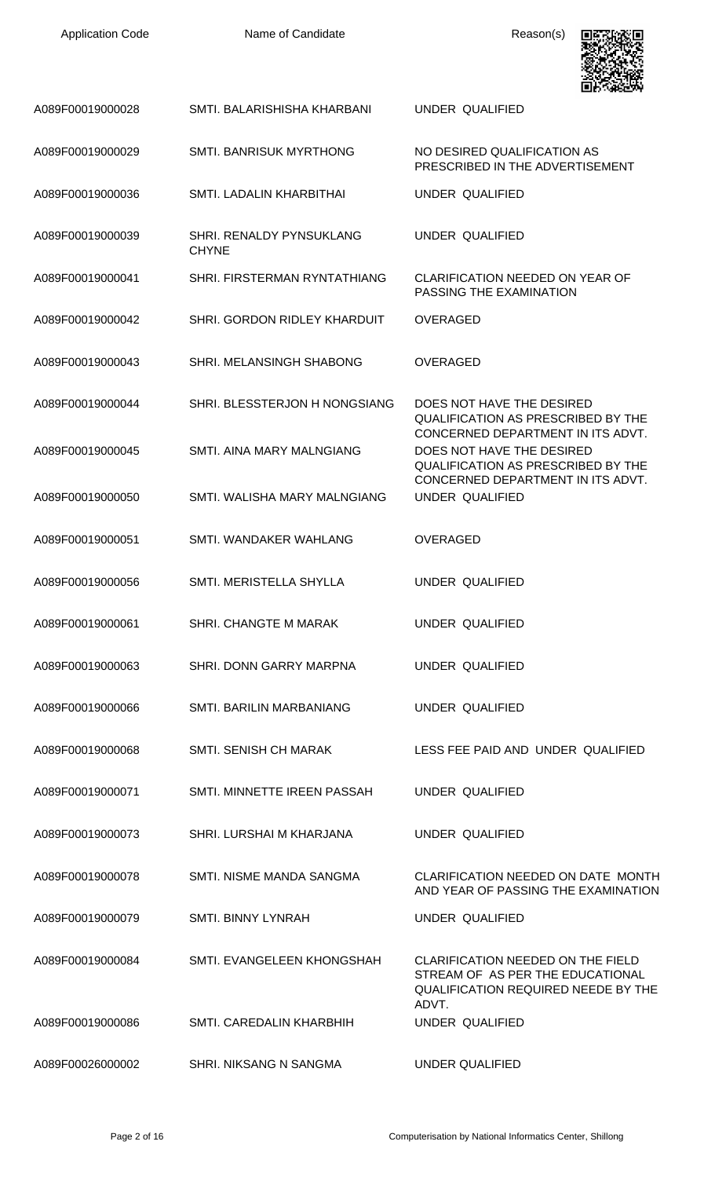| Application Code | Name of Candidate | Reason(s) |
|---|---|---|
| A089F00019000028 | SMTI. BALARISHISHA KHARBANI | UNDER QUALIFIED |
| A089F00019000029 | SMTI. BANRISUK MYRTHONG | NO DESIRED QUALIFICATION AS PRESCRIBED IN THE ADVERTISEMENT |
| A089F00019000036 | SMTI. LADALIN KHARBITHAI | UNDER QUALIFIED |
| A089F00019000039 | SHRI. RENALDY PYNSUKLANG CHYNE | UNDER QUALIFIED |
| A089F00019000041 | SHRI. FIRSTERMAN RYNTATHIANG | CLARIFICATION NEEDED ON YEAR OF PASSING THE EXAMINATION |
| A089F00019000042 | SHRI. GORDON RIDLEY KHARDUIT | OVERAGED |
| A089F00019000043 | SHRI. MELANSINGH SHABONG | OVERAGED |
| A089F00019000044 | SHRI. BLESSTERJON H NONGSIANG | DOES NOT HAVE THE DESIRED QUALIFICATION AS PRESCRIBED BY THE CONCERNED DEPARTMENT IN ITS ADVT. |
| A089F00019000045 | SMTI. AINA MARY MALNGIANG | DOES NOT HAVE THE DESIRED QUALIFICATION AS PRESCRIBED BY THE CONCERNED DEPARTMENT IN ITS ADVT. |
| A089F00019000050 | SMTI. WALISHA MARY MALNGIANG | UNDER QUALIFIED |
| A089F00019000051 | SMTI. WANDAKER WAHLANG | OVERAGED |
| A089F00019000056 | SMTI. MERISTELLA SHYLLA | UNDER QUALIFIED |
| A089F00019000061 | SHRI. CHANGTE M MARAK | UNDER QUALIFIED |
| A089F00019000063 | SHRI. DONN GARRY MARPNA | UNDER QUALIFIED |
| A089F00019000066 | SMTI. BARILIN MARBANIANG | UNDER QUALIFIED |
| A089F00019000068 | SMTI. SENISH CH MARAK | LESS FEE PAID AND UNDER QUALIFIED |
| A089F00019000071 | SMTI. MINNETTE IREEN PASSAH | UNDER QUALIFIED |
| A089F00019000073 | SHRI. LURSHAI M KHARJANA | UNDER QUALIFIED |
| A089F00019000078 | SMTI. NISME MANDA SANGMA | CLARIFICATION NEEDED ON DATE MONTH AND YEAR OF PASSING THE EXAMINATION |
| A089F00019000079 | SMTI. BINNY LYNRAH | UNDER QUALIFIED |
| A089F00019000084 | SMTI. EVANGELEEN KHONGSHAH | CLARIFICATION NEEDED ON THE FIELD STREAM OF AS PER THE EDUCATIONAL QUALIFICATION REQUIRED NEEDE BY THE ADVT. |
| A089F00019000086 | SMTI. CAREDALIN KHARBHIH | UNDER QUALIFIED |
| A089F00026000002 | SHRI. NIKSANG N SANGMA | UNDER QUALIFIED |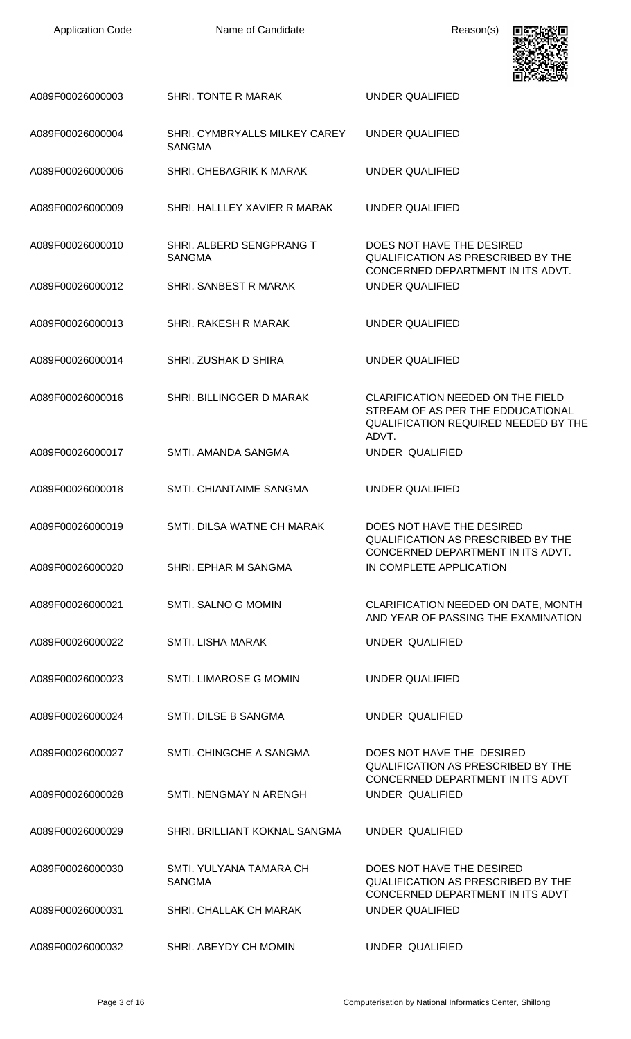| Application Code | Name of Candidate | Reason(s) |
| --- | --- | --- |
| A089F00026000003 | SHRI. TONTE R MARAK | UNDER QUALIFIED |
| A089F00026000004 | SHRI. CYMBRYALLS MILKEY CAREY SANGMA | UNDER QUALIFIED |
| A089F00026000006 | SHRI. CHEBAGRIK K MARAK | UNDER QUALIFIED |
| A089F00026000009 | SHRI. HALLLEY XAVIER R MARAK | UNDER QUALIFIED |
| A089F00026000010 | SHRI. ALBERD SENGPRANG T SANGMA | DOES NOT HAVE THE DESIRED QUALIFICATION AS PRESCRIBED BY THE CONCERNED DEPARTMENT IN ITS ADVT. |
| A089F00026000012 | SHRI. SANBEST R MARAK | UNDER QUALIFIED |
| A089F00026000013 | SHRI. RAKESH R MARAK | UNDER QUALIFIED |
| A089F00026000014 | SHRI. ZUSHAK D SHIRA | UNDER QUALIFIED |
| A089F00026000016 | SHRI. BILLINGGER D MARAK | CLARIFICATION NEEDED ON THE FIELD STREAM OF AS PER THE EDDUCATIONAL QUALIFICATION REQUIRED NEEDED BY THE ADVT. |
| A089F00026000017 | SMTI. AMANDA SANGMA | UNDER QUALIFIED |
| A089F00026000018 | SMTI. CHIANTAIME SANGMA | UNDER QUALIFIED |
| A089F00026000019 | SMTI. DILSA WATNE CH MARAK | DOES NOT HAVE THE DESIRED QUALIFICATION AS PRESCRIBED BY THE CONCERNED DEPARTMENT IN ITS ADVT. |
| A089F00026000020 | SHRI. EPHAR M SANGMA | IN COMPLETE APPLICATION |
| A089F00026000021 | SMTI. SALNO G MOMIN | CLARIFICATION NEEDED ON DATE, MONTH AND YEAR OF PASSING THE EXAMINATION |
| A089F00026000022 | SMTI. LISHA MARAK | UNDER QUALIFIED |
| A089F00026000023 | SMTI. LIMAROSE G MOMIN | UNDER QUALIFIED |
| A089F00026000024 | SMTI. DILSE B SANGMA | UNDER QUALIFIED |
| A089F00026000027 | SMTI. CHINGCHE A SANGMA | DOES NOT HAVE THE DESIRED QUALIFICATION AS PRESCRIBED BY THE CONCERNED DEPARTMENT IN ITS ADVT |
| A089F00026000028 | SMTI. NENGMAY N ARENGH | UNDER QUALIFIED |
| A089F00026000029 | SHRI. BRILLIANT KOKNAL SANGMA | UNDER QUALIFIED |
| A089F00026000030 | SMTI. YULYANA TAMARA CH SANGMA | DOES NOT HAVE THE DESIRED QUALIFICATION AS PRESCRIBED BY THE CONCERNED DEPARTMENT IN ITS ADVT |
| A089F00026000031 | SHRI. CHALLAK CH MARAK | UNDER QUALIFIED |
| A089F00026000032 | SHRI. ABEYDY CH MOMIN | UNDER QUALIFIED |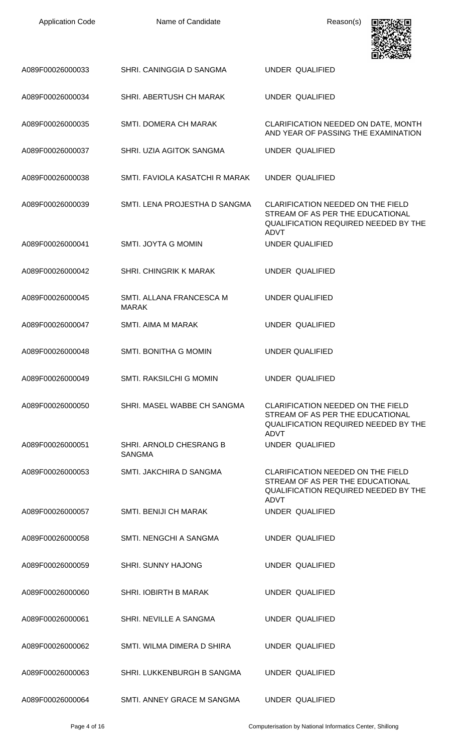| Application Code | Name of Candidate | Reason(s) |
| --- | --- | --- |
| A089F00026000033 | SHRI. CANINGGIA D SANGMA | UNDER QUALIFIED |
| A089F00026000034 | SHRI. ABERTUSH CH MARAK | UNDER QUALIFIED |
| A089F00026000035 | SMTI. DOMERA CH MARAK | CLARIFICATION NEEDED ON DATE, MONTH AND YEAR OF PASSING THE EXAMINATION |
| A089F00026000037 | SHRI. UZIA AGITOK SANGMA | UNDER QUALIFIED |
| A089F00026000038 | SMTI. FAVIOLA KASATCHI R MARAK | UNDER QUALIFIED |
| A089F00026000039 | SMTI. LENA PROJESTHA D SANGMA | CLARIFICATION NEEDED ON THE FIELD STREAM OF AS PER THE EDUCATIONAL QUALIFICATION REQUIRED NEEDED BY THE ADVT |
| A089F00026000041 | SMTI. JOYTA G MOMIN | UNDER QUALIFIED |
| A089F00026000042 | SHRI. CHINGRIK K MARAK | UNDER QUALIFIED |
| A089F00026000045 | SMTI. ALLANA FRANCESCA M MARAK | UNDER QUALIFIED |
| A089F00026000047 | SMTI. AIMA M MARAK | UNDER QUALIFIED |
| A089F00026000048 | SMTI. BONITHA G MOMIN | UNDER QUALIFIED |
| A089F00026000049 | SMTI. RAKSILCHI G MOMIN | UNDER QUALIFIED |
| A089F00026000050 | SHRI. MASEL WABBE CH SANGMA | CLARIFICATION NEEDED ON THE FIELD STREAM OF AS PER THE EDUCATIONAL QUALIFICATION REQUIRED NEEDED BY THE ADVT |
| A089F00026000051 | SHRI. ARNOLD CHESRANG B SANGMA | UNDER QUALIFIED |
| A089F00026000053 | SMTI. JAKCHIRA D SANGMA | CLARIFICATION NEEDED ON THE FIELD STREAM OF AS PER THE EDUCATIONAL QUALIFICATION REQUIRED NEEDED BY THE ADVT |
| A089F00026000057 | SMTI. BENIJI CH MARAK | UNDER QUALIFIED |
| A089F00026000058 | SMTI. NENGCHI A SANGMA | UNDER QUALIFIED |
| A089F00026000059 | SHRI. SUNNY HAJONG | UNDER QUALIFIED |
| A089F00026000060 | SHRI. IOBIRTH B MARAK | UNDER QUALIFIED |
| A089F00026000061 | SHRI. NEVILLE A SANGMA | UNDER QUALIFIED |
| A089F00026000062 | SMTI. WILMA DIMERA D SHIRA | UNDER QUALIFIED |
| A089F00026000063 | SHRI. LUKKENBURGH B SANGMA | UNDER QUALIFIED |
| A089F00026000064 | SMTI. ANNEY GRACE M SANGMA | UNDER QUALIFIED |

Computerisation by National Informatics Center, Shillong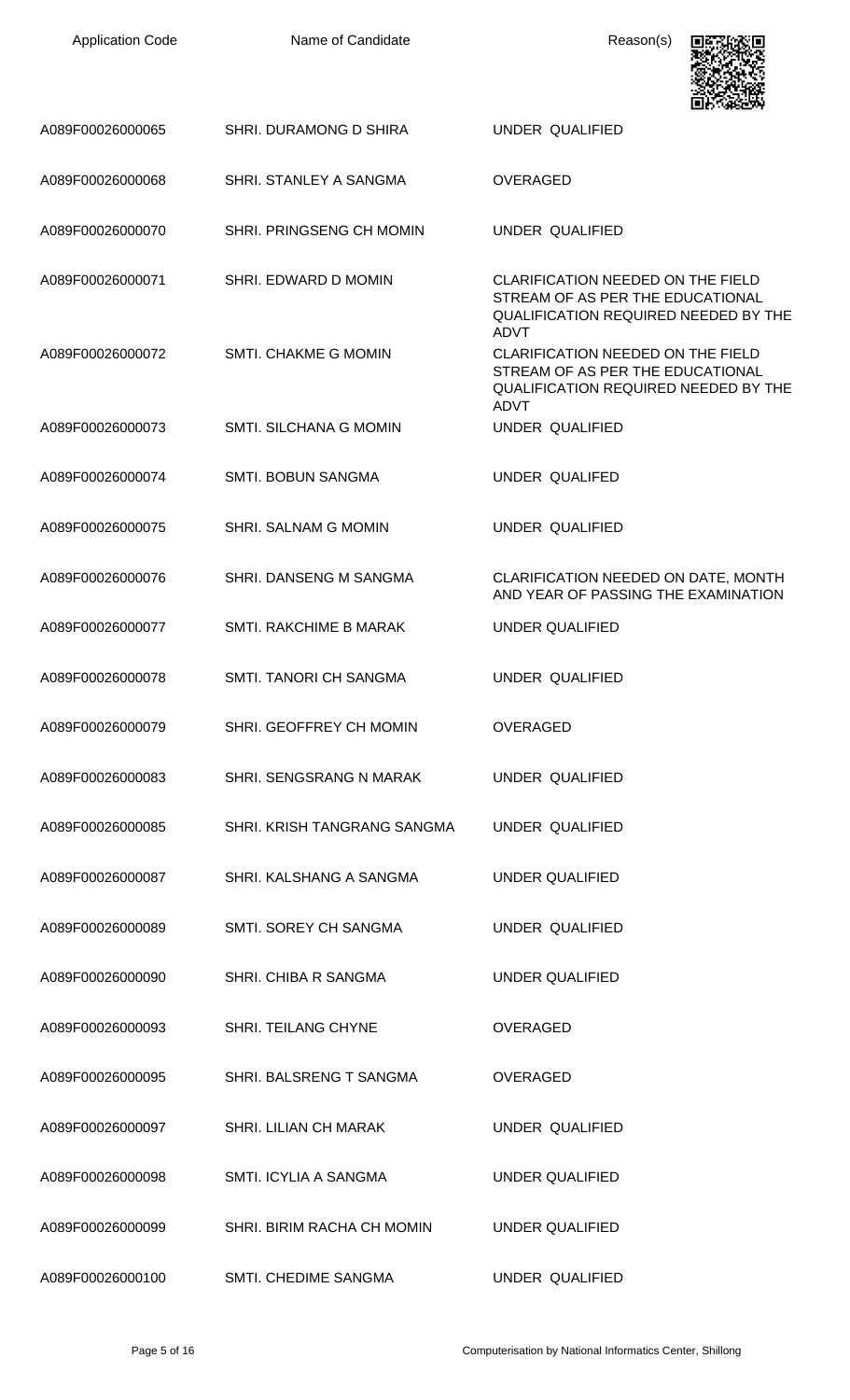| Application Code | Name of Candidate | Reason(s) |
|---|---|---|
| A089F00026000065 | SHRI. DURAMONG D SHIRA | UNDER QUALIFIED |
| A089F00026000068 | SHRI. STANLEY A SANGMA | OVERAGED |
| A089F00026000070 | SHRI. PRINGSENG CH MOMIN | UNDER QUALIFIED |
| A089F00026000071 | SHRI. EDWARD D MOMIN | CLARIFICATION NEEDED ON THE FIELD STREAM OF AS PER THE EDUCATIONAL QUALIFICATION REQUIRED NEEDED BY THE ADVT |
| A089F00026000072 | SMTI. CHAKME G MOMIN | CLARIFICATION NEEDED ON THE FIELD STREAM OF AS PER THE EDUCATIONAL QUALIFICATION REQUIRED NEEDED BY THE ADVT |
| A089F00026000073 | SMTI. SILCHANA G MOMIN | UNDER QUALIFIED |
| A089F00026000074 | SMTI. BOBUN SANGMA | UNDER QUALIFED |
| A089F00026000075 | SHRI. SALNAM G MOMIN | UNDER QUALIFIED |
| A089F00026000076 | SHRI. DANSENG M SANGMA | CLARIFICATION NEEDED ON DATE, MONTH AND YEAR OF PASSING THE EXAMINATION |
| A089F00026000077 | SMTI. RAKCHIME B MARAK | UNDER QUALIFIED |
| A089F00026000078 | SMTI. TANORI CH SANGMA | UNDER QUALIFIED |
| A089F00026000079 | SHRI. GEOFFREY CH MOMIN | OVERAGED |
| A089F00026000083 | SHRI. SENGSRANG N MARAK | UNDER QUALIFIED |
| A089F00026000085 | SHRI. KRISH TANGRANG SANGMA | UNDER QUALIFIED |
| A089F00026000087 | SHRI. KALSHANG A SANGMA | UNDER QUALIFIED |
| A089F00026000089 | SMTI. SOREY CH SANGMA | UNDER QUALIFIED |
| A089F00026000090 | SHRI. CHIBA R SANGMA | UNDER QUALIFIED |
| A089F00026000093 | SHRI. TEILANG CHYNE | OVERAGED |
| A089F00026000095 | SHRI. BALSRENG T SANGMA | OVERAGED |
| A089F00026000097 | SHRI. LILIAN CH MARAK | UNDER QUALIFIED |
| A089F00026000098 | SMTI. ICYLIA A SANGMA | UNDER QUALIFIED |
| A089F00026000099 | SHRI. BIRIM RACHA CH MOMIN | UNDER QUALIFIED |
| A089F00026000100 | SMTI. CHEDIME SANGMA | UNDER QUALIFIED |

Computerisation by National Informatics Center, Shillong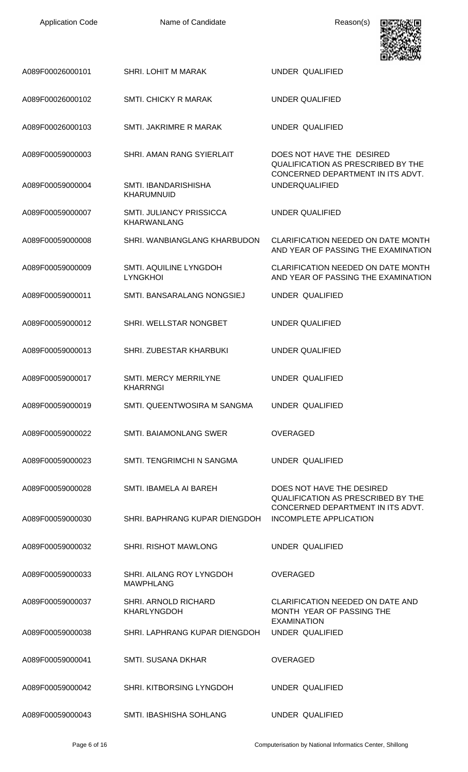| Application Code | Name of Candidate | Reason(s) |
|---|---|---|
| A089F00026000101 | SHRI. LOHIT M MARAK | UNDER QUALIFIED |
| A089F00026000102 | SMTI. CHICKY R MARAK | UNDER QUALIFIED |
| A089F00026000103 | SMTI. JAKRIMRE R MARAK | UNDER QUALIFIED |
| A089F00059000003 | SHRI. AMAN RANG SYIERLAIT | DOES NOT HAVE THE DESIRED QUALIFICATION AS PRESCRIBED BY THE CONCERNED DEPARTMENT IN ITS ADVT. |
| A089F00059000004 | SMTI. IBANDARISHISHA KHARUMNUID | UNDERQUALIFIED |
| A089F00059000007 | SMTI. JULIANCY PRISSICCA KHARWANLANG | UNDER QUALIFIED |
| A089F00059000008 | SHRI. WANBIANGLANG KHARBUDON | CLARIFICATION NEEDED ON DATE MONTH AND YEAR OF PASSING THE EXAMINATION |
| A089F00059000009 | SMTI. AQUILINE LYNGDOH LYNGKHOI | CLARIFICATION NEEDED ON DATE MONTH AND YEAR OF PASSING THE EXAMINATION |
| A089F00059000011 | SMTI. BANSARALANG NONGSIEJ | UNDER QUALIFIED |
| A089F00059000012 | SHRI. WELLSTAR NONGBET | UNDER QUALIFIED |
| A089F00059000013 | SHRI. ZUBESTAR KHARBUKI | UNDER QUALIFIED |
| A089F00059000017 | SMTI. MERCY MERRILYNE KHARRNGI | UNDER QUALIFIED |
| A089F00059000019 | SMTI. QUEENTWOSIRA M SANGMA | UNDER QUALIFIED |
| A089F00059000022 | SMTI. BAIAMONLANG SWER | OVERAGED |
| A089F00059000023 | SMTI. TENGRIMCHI N SANGMA | UNDER QUALIFIED |
| A089F00059000028 | SMTI. IBAMELA AI BAREH | DOES NOT HAVE THE DESIRED QUALIFICATION AS PRESCRIBED BY THE CONCERNED DEPARTMENT IN ITS ADVT. |
| A089F00059000030 | SHRI. BAPHRANG KUPAR DIENGDOH | INCOMPLETE APPLICATION |
| A089F00059000032 | SHRI. RISHOT MAWLONG | UNDER QUALIFIED |
| A089F00059000033 | SHRI. AILANG ROY LYNGDOH MAWPHLANG | OVERAGED |
| A089F00059000037 | SHRI. ARNOLD RICHARD KHARLYNGDOH | CLARIFICATION NEEDED ON DATE AND MONTH YEAR OF PASSING THE EXAMINATION |
| A089F00059000038 | SHRI. LAPHRANG KUPAR DIENGDOH | UNDER QUALIFIED |
| A089F00059000041 | SMTI. SUSANA DKHAR | OVERAGED |
| A089F00059000042 | SHRI. KITBORSING LYNGDOH | UNDER QUALIFIED |
| A089F00059000043 | SMTI. IBASHISHA SOHLANG | UNDER QUALIFIED |

Computerisation by National Informatics Center, Shillong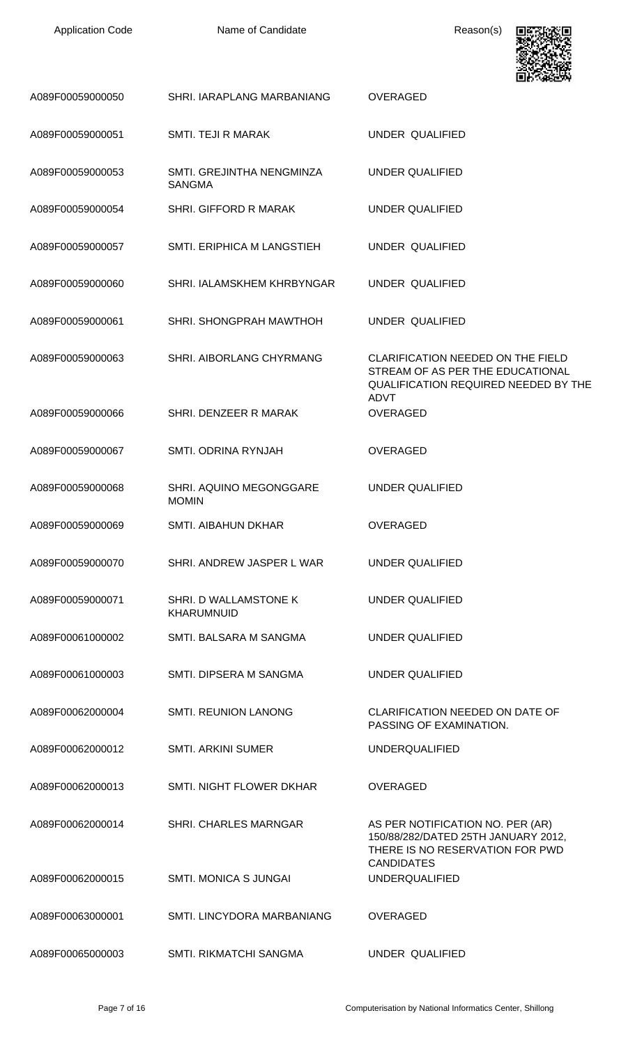| Application Code | Name of Candidate | Reason(s) |
|---|---|---|
| A089F00059000050 | SHRI. IARAPLANG MARBANIANG | OVERAGED |
| A089F00059000051 | SMTI. TEJI R MARAK | UNDER QUALIFIED |
| A089F00059000053 | SMTI. GREJINTHA NENGMINZA SANGMA | UNDER QUALIFIED |
| A089F00059000054 | SHRI. GIFFORD R MARAK | UNDER QUALIFIED |
| A089F00059000057 | SMTI. ERIPHICA M LANGSTIEH | UNDER QUALIFIED |
| A089F00059000060 | SHRI. IALAMSKHEM KHRBYNGAR | UNDER QUALIFIED |
| A089F00059000061 | SHRI. SHONGPRAH MAWTHOH | UNDER QUALIFIED |
| A089F00059000063 | SHRI. AIBORLANG CHYRMANG | CLARIFICATION NEEDED ON THE FIELD STREAM OF AS PER THE EDUCATIONAL QUALIFICATION REQUIRED NEEDED BY THE ADVT |
| A089F00059000066 | SHRI. DENZEER R MARAK | OVERAGED |
| A089F00059000067 | SMTI. ODRINA RYNJAH | OVERAGED |
| A089F00059000068 | SHRI. AQUINO MEGONGGARE MOMIN | UNDER QUALIFIED |
| A089F00059000069 | SMTI. AIBAHUN DKHAR | OVERAGED |
| A089F00059000070 | SHRI. ANDREW JASPER L WAR | UNDER QUALIFIED |
| A089F00059000071 | SHRI. D WALLAMSTONE K KHARUMNUID | UNDER QUALIFIED |
| A089F00061000002 | SMTI. BALSARA M SANGMA | UNDER QUALIFIED |
| A089F00061000003 | SMTI. DIPSERA M SANGMA | UNDER QUALIFIED |
| A089F00062000004 | SMTI. REUNION LANONG | CLARIFICATION NEEDED ON DATE OF PASSING OF EXAMINATION. |
| A089F00062000012 | SMTI. ARKINI SUMER | UNDERQUALIFIED |
| A089F00062000013 | SMTI. NIGHT FLOWER DKHAR | OVERAGED |
| A089F00062000014 | SHRI. CHARLES MARNGAR | AS PER NOTIFICATION NO. PER (AR) 150/88/282/DATED 25TH JANUARY 2012, THERE IS NO RESERVATION FOR PWD CANDIDATES |
| A089F00062000015 | SMTI. MONICA S JUNGAI | UNDERQUALIFIED |
| A089F00063000001 | SMTI. LINCYDORA MARBANIANG | OVERAGED |
| A089F00065000003 | SMTI. RIKMATCHI SANGMA | UNDER QUALIFIED |

Computerisation by National Informatics Center, Shillong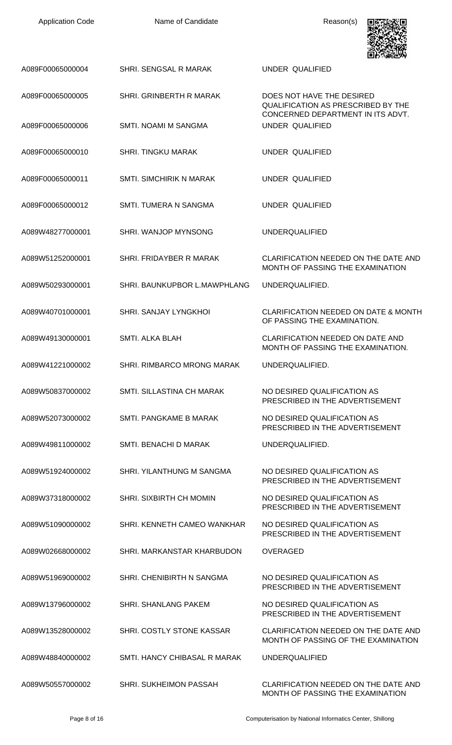| Application Code | Name of Candidate | Reason(s) |
| --- | --- | --- |
| A089F00065000004 | SHRI. SENGSAL R MARAK | UNDER QUALIFIED |
| A089F00065000005 | SHRI. GRINBERTH R MARAK | DOES NOT HAVE THE DESIRED QUALIFICATION AS PRESCRIBED BY THE CONCERNED DEPARTMENT IN ITS ADVT. |
| A089F00065000006 | SMTI. NOAMI M SANGMA | UNDER QUALIFIED |
| A089F00065000010 | SHRI. TINGKU MARAK | UNDER QUALIFIED |
| A089F00065000011 | SMTI. SIMCHIRIK N MARAK | UNDER QUALIFIED |
| A089F00065000012 | SMTI. TUMERA N SANGMA | UNDER QUALIFIED |
| A089W48277000001 | SHRI. WANJOP MYNSONG | UNDERQUALIFIED |
| A089W51252000001 | SHRI. FRIDAYBER R MARAK | CLARIFICATION NEEDED ON THE DATE AND MONTH OF PASSING THE EXAMINATION |
| A089W50293000001 | SHRI. BAUNKUPBOR L.MAWPHLANG | UNDERQUALIFIED. |
| A089W40701000001 | SHRI. SANJAY LYNGKHOI | CLARIFICATION NEEDED ON DATE & MONTH OF PASSING THE EXAMINATION. |
| A089W49130000001 | SMTI. ALKA BLAH | CLARIFICATION NEEDED ON DATE AND MONTH OF PASSING THE EXAMINATION. |
| A089W41221000002 | SHRI. RIMBARCO MRONG MARAK | UNDERQUALIFIED. |
| A089W50837000002 | SMTI. SILLASTINA CH MARAK | NO DESIRED QUALIFICATION AS PRESCRIBED IN THE ADVERTISEMENT |
| A089W52073000002 | SMTI. PANGKAME B MARAK | NO DESIRED QUALIFICATION AS PRESCRIBED IN THE ADVERTISEMENT |
| A089W49811000002 | SMTI. BENACHI D MARAK | UNDERQUALIFIED. |
| A089W51924000002 | SHRI. YILANTHUNG M SANGMA | NO DESIRED QUALIFICATION AS PRESCRIBED IN THE ADVERTISEMENT |
| A089W37318000002 | SHRI. SIXBIRTH CH MOMIN | NO DESIRED QUALIFICATION AS PRESCRIBED IN THE ADVERTISEMENT |
| A089W51090000002 | SHRI. KENNETH CAMEO WANKHAR | NO DESIRED QUALIFICATION AS PRESCRIBED IN THE ADVERTISEMENT |
| A089W02668000002 | SHRI. MARKANSTAR KHARBUDON | OVERAGED |
| A089W51969000002 | SHRI. CHENIBIRTH N SANGMA | NO DESIRED QUALIFICATION AS PRESCRIBED IN THE ADVERTISEMENT |
| A089W13796000002 | SHRI. SHANLANG PAKEM | NO DESIRED QUALIFICATION AS PRESCRIBED IN THE ADVERTISEMENT |
| A089W13528000002 | SHRI. COSTLY STONE KASSAR | CLARIFICATION NEEDED ON THE DATE AND MONTH OF PASSING OF THE EXAMINATION |
| A089W48840000002 | SMTI. HANCY CHIBASAL R MARAK | UNDERQUALIFIED |
| A089W50557000002 | SHRI. SUKHEIMON PASSAH | CLARIFICATION NEEDED ON THE DATE AND MONTH OF PASSING THE EXAMINATION |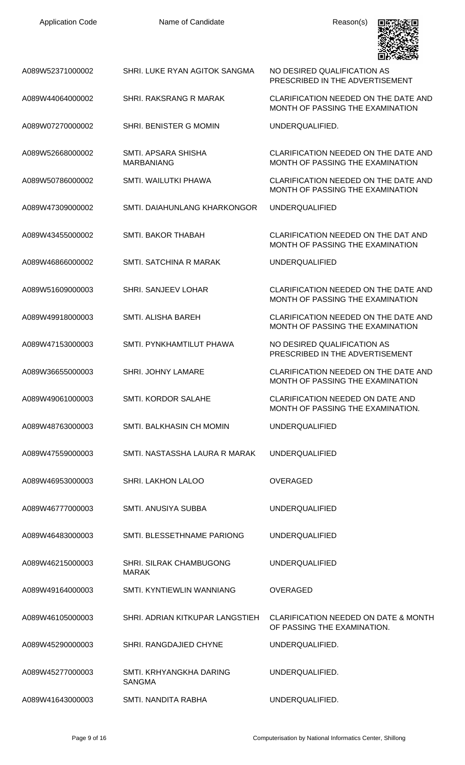| Application Code | Name of Candidate | Reason(s) |
| --- | --- | --- |
| A089W52371000002 | SHRI. LUKE RYAN AGITOK SANGMA | NO DESIRED QUALIFICATION AS PRESCRIBED IN THE ADVERTISEMENT |
| A089W44064000002 | SHRI. RAKSRANG R MARAK | CLARIFICATION NEEDED ON THE DATE AND MONTH OF PASSING THE EXAMINATION |
| A089W07270000002 | SHRI. BENISTER G MOMIN | UNDERQUALIFIED. |
| A089W52668000002 | SMTI. APSARA SHISHA MARBANIANG | CLARIFICATION NEEDED ON THE DATE AND MONTH OF PASSING THE EXAMINATION |
| A089W50786000002 | SMTI. WAILUTKI PHAWA | CLARIFICATION NEEDED ON THE DATE AND MONTH OF PASSING THE EXAMINATION |
| A089W47309000002 | SMTI. DAIAHUNLANG KHARKONGOR | UNDERQUALIFIED |
| A089W43455000002 | SMTI. BAKOR THABAH | CLARIFICATION NEEDED ON THE DAT AND MONTH OF PASSING THE EXAMINATION |
| A089W46866000002 | SMTI. SATCHINA R MARAK | UNDERQUALIFIED |
| A089W51609000003 | SHRI. SANJEEV LOHAR | CLARIFICATION NEEDED ON THE DATE AND MONTH OF PASSING THE EXAMINATION |
| A089W49918000003 | SMTI. ALISHA BAREH | CLARIFICATION NEEDED ON THE DATE AND MONTH OF PASSING THE EXAMINATION |
| A089W47153000003 | SMTI. PYNKHAMTILUT PHAWA | NO DESIRED QUALIFICATION AS PRESCRIBED IN THE ADVERTISEMENT |
| A089W36655000003 | SHRI. JOHNY LAMARE | CLARIFICATION NEEDED ON THE DATE AND MONTH OF PASSING THE EXAMINATION |
| A089W49061000003 | SMTI. KORDOR SALAHE | CLARIFICATION NEEDED ON DATE AND MONTH OF PASSING THE EXAMINATION. |
| A089W48763000003 | SMTI. BALKHASIN CH MOMIN | UNDERQUALIFIED |
| A089W47559000003 | SMTI. NASTASSHA LAURA R MARAK | UNDERQUALIFIED |
| A089W46953000003 | SHRI. LAKHON LALOO | OVERAGED |
| A089W46777000003 | SMTI. ANUSIYA SUBBA | UNDERQUALIFIED |
| A089W46483000003 | SMTI. BLESSETHNAME PARIONG | UNDERQUALIFIED |
| A089W46215000003 | SHRI. SILRAK CHAMBUGONG MARAK | UNDERQUALIFIED |
| A089W49164000003 | SMTI. KYNTIEWLIN WANNIANG | OVERAGED |
| A089W46105000003 | SHRI. ADRIAN KITKUPAR LANGSTIEH | CLARIFICATION NEEDED ON DATE & MONTH OF PASSING THE EXAMINATION. |
| A089W45290000003 | SHRI. RANGDAJIED CHYNE | UNDERQUALIFIED. |
| A089W45277000003 | SMTI. KRHYANGKHA DARING SANGMA | UNDERQUALIFIED. |
| A089W41643000003 | SMTI. NANDITA RABHA | UNDERQUALIFIED. |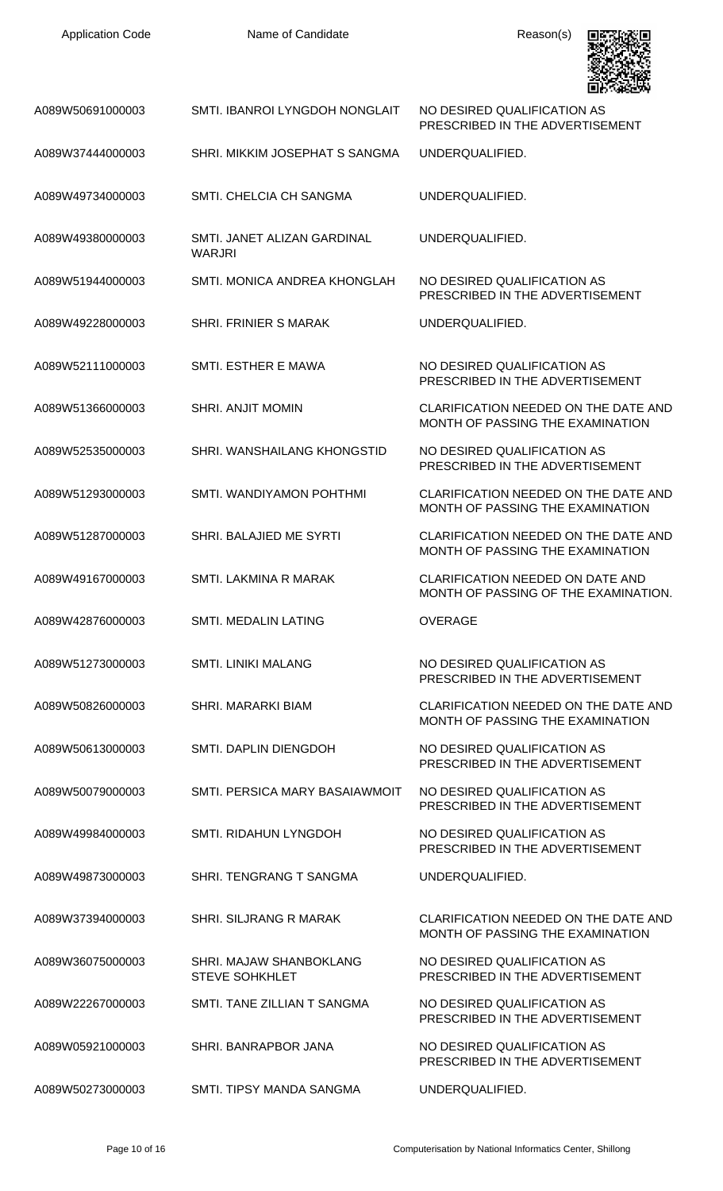| Application Code | Name of Candidate | Reason(s) |
| --- | --- | --- |
| A089W50691000003 | SMTI. IBANROI LYNGDOH NONGLAIT | NO DESIRED QUALIFICATION AS PRESCRIBED IN THE ADVERTISEMENT |
| A089W37444000003 | SHRI. MIKKIM JOSEPHAT S SANGMA | UNDERQUALIFIED. |
| A089W49734000003 | SMTI. CHELCIA CH SANGMA | UNDERQUALIFIED. |
| A089W49380000003 | SMTI. JANET ALIZAN GARDINAL WARJRI | UNDERQUALIFIED. |
| A089W51944000003 | SMTI. MONICA ANDREA KHONGLAH | NO DESIRED QUALIFICATION AS PRESCRIBED IN THE ADVERTISEMENT |
| A089W49228000003 | SHRI. FRINIER S MARAK | UNDERQUALIFIED. |
| A089W52111000003 | SMTI. ESTHER E MAWA | NO DESIRED QUALIFICATION AS PRESCRIBED IN THE ADVERTISEMENT |
| A089W51366000003 | SHRI. ANJIT MOMIN | CLARIFICATION NEEDED ON THE DATE AND MONTH OF PASSING THE EXAMINATION |
| A089W52535000003 | SHRI. WANSHAILANG KHONGSTID | NO DESIRED QUALIFICATION AS PRESCRIBED IN THE ADVERTISEMENT |
| A089W51293000003 | SMTI. WANDIYAMON POHTHMI | CLARIFICATION NEEDED ON THE DATE AND MONTH OF PASSING THE EXAMINATION |
| A089W51287000003 | SHRI. BALAJIED ME SYRTI | CLARIFICATION NEEDED ON THE DATE AND MONTH OF PASSING THE EXAMINATION |
| A089W49167000003 | SMTI. LAKMINA R MARAK | CLARIFICATION NEEDED ON DATE AND MONTH OF PASSING OF THE EXAMINATION. |
| A089W42876000003 | SMTI. MEDALIN LATING | OVERAGE |
| A089W51273000003 | SMTI. LINIKI MALANG | NO DESIRED QUALIFICATION AS PRESCRIBED IN THE ADVERTISEMENT |
| A089W50826000003 | SHRI. MARARKI BIAM | CLARIFICATION NEEDED ON THE DATE AND MONTH OF PASSING THE EXAMINATION |
| A089W50613000003 | SMTI. DAPLIN DIENGDOH | NO DESIRED QUALIFICATION AS PRESCRIBED IN THE ADVERTISEMENT |
| A089W50079000003 | SMTI. PERSICA MARY BASAIAWMOIT | NO DESIRED QUALIFICATION AS PRESCRIBED IN THE ADVERTISEMENT |
| A089W49984000003 | SMTI. RIDAHUN LYNGDOH | NO DESIRED QUALIFICATION AS PRESCRIBED IN THE ADVERTISEMENT |
| A089W49873000003 | SHRI. TENGRANG T SANGMA | UNDERQUALIFIED. |
| A089W37394000003 | SHRI. SILJRANG R MARAK | CLARIFICATION NEEDED ON THE DATE AND MONTH OF PASSING THE EXAMINATION |
| A089W36075000003 | SHRI. MAJAW SHANBOKLANG STEVE SOHKHLET | NO DESIRED QUALIFICATION AS PRESCRIBED IN THE ADVERTISEMENT |
| A089W22267000003 | SMTI. TANE ZILLIAN T SANGMA | NO DESIRED QUALIFICATION AS PRESCRIBED IN THE ADVERTISEMENT |
| A089W05921000003 | SHRI. BANRAPBOR JANA | NO DESIRED QUALIFICATION AS PRESCRIBED IN THE ADVERTISEMENT |
| A089W50273000003 | SMTI. TIPSY MANDA SANGMA | UNDERQUALIFIED. |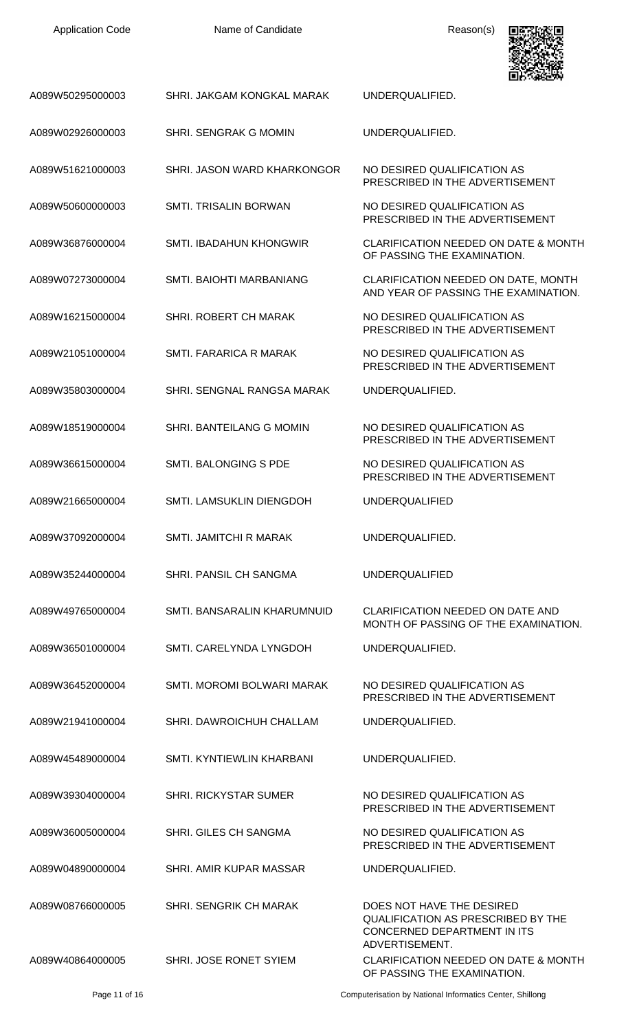| Application Code | Name of Candidate | Reason(s) |
|---|---|---|
| A089W50295000003 | SHRI. JAKGAM KONGKAL MARAK | UNDERQUALIFIED. |
| A089W02926000003 | SHRI. SENGRAK G MOMIN | UNDERQUALIFIED. |
| A089W51621000003 | SHRI. JASON WARD KHARKONGOR | NO DESIRED QUALIFICATION AS PRESCRIBED IN THE ADVERTISEMENT |
| A089W50600000003 | SMTI. TRISALIN BORWAN | NO DESIRED QUALIFICATION AS PRESCRIBED IN THE ADVERTISEMENT |
| A089W36876000004 | SMTI. IBADAHUN KHONGWIR | CLARIFICATION NEEDED ON DATE & MONTH OF PASSING THE EXAMINATION. |
| A089W07273000004 | SMTI. BAIOHTI MARBANIANG | CLARIFICATION NEEDED ON DATE, MONTH AND YEAR OF PASSING THE EXAMINATION. |
| A089W16215000004 | SHRI. ROBERT CH MARAK | NO DESIRED QUALIFICATION AS PRESCRIBED IN THE ADVERTISEMENT |
| A089W21051000004 | SMTI. FARARICA R MARAK | NO DESIRED QUALIFICATION AS PRESCRIBED IN THE ADVERTISEMENT |
| A089W35803000004 | SHRI. SENGNAL RANGSA MARAK | UNDERQUALIFIED. |
| A089W18519000004 | SHRI. BANTEILANG G MOMIN | NO DESIRED QUALIFICATION AS PRESCRIBED IN THE ADVERTISEMENT |
| A089W36615000004 | SMTI. BALONGING S PDE | NO DESIRED QUALIFICATION AS PRESCRIBED IN THE ADVERTISEMENT |
| A089W21665000004 | SMTI. LAMSUKLIN DIENGDOH | UNDERQUALIFIED |
| A089W37092000004 | SMTI. JAMITCHI R MARAK | UNDERQUALIFIED. |
| A089W35244000004 | SHRI. PANSIL CH SANGMA | UNDERQUALIFIED |
| A089W49765000004 | SMTI. BANSARALIN KHARUMNUID | CLARIFICATION NEEDED ON DATE AND MONTH OF PASSING OF THE EXAMINATION. |
| A089W36501000004 | SMTI. CARELYNDA LYNGDOH | UNDERQUALIFIED. |
| A089W36452000004 | SMTI. MOROMI BOLWARI MARAK | NO DESIRED QUALIFICATION AS PRESCRIBED IN THE ADVERTISEMENT |
| A089W21941000004 | SHRI. DAWROICHUH CHALLAM | UNDERQUALIFIED. |
| A089W45489000004 | SMTI. KYNTIEWLIN KHARBANI | UNDERQUALIFIED. |
| A089W39304000004 | SHRI. RICKYSTAR SUMER | NO DESIRED QUALIFICATION AS PRESCRIBED IN THE ADVERTISEMENT |
| A089W36005000004 | SHRI. GILES CH SANGMA | NO DESIRED QUALIFICATION AS PRESCRIBED IN THE ADVERTISEMENT |
| A089W04890000004 | SHRI. AMIR KUPAR MASSAR | UNDERQUALIFIED. |
| A089W08766000005 | SHRI. SENGRIK CH MARAK | DOES NOT HAVE THE DESIRED QUALIFICATION AS PRESCRIBED BY THE CONCERNED DEPARTMENT IN ITS ADVERTISEMENT. |
| A089W40864000005 | SHRI. JOSE RONET SYIEM | CLARIFICATION NEEDED ON DATE & MONTH OF PASSING THE EXAMINATION. |

Computerisation by National Informatics Center, Shillong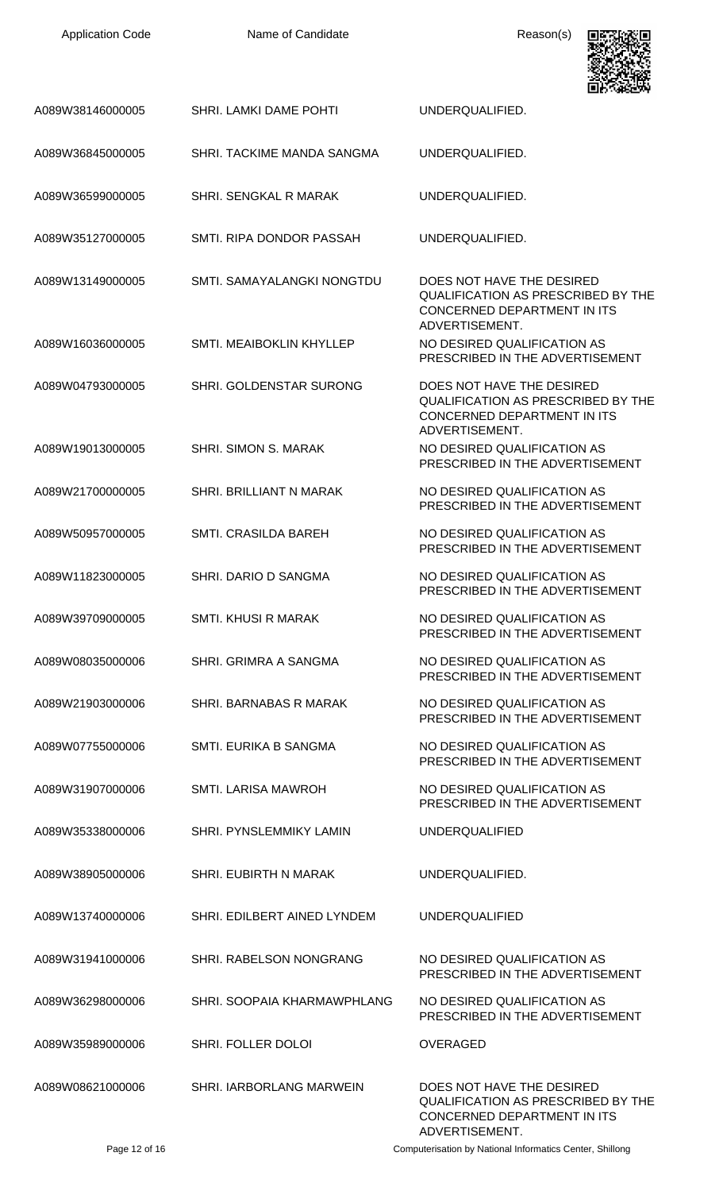| Application Code | Name of Candidate | Reason(s) |
| --- | --- | --- |
| A089W38146000005 | SHRI. LAMKI DAME POHTI | UNDERQUALIFIED. |
| A089W36845000005 | SHRI. TACKIME MANDA SANGMA | UNDERQUALIFIED. |
| A089W36599000005 | SHRI. SENGKAL R MARAK | UNDERQUALIFIED. |
| A089W35127000005 | SMTI. RIPA DONDOR PASSAH | UNDERQUALIFIED. |
| A089W13149000005 | SMTI. SAMAYALANGKI NONGTDU | DOES NOT HAVE THE DESIRED QUALIFICATION AS PRESCRIBED BY THE CONCERNED DEPARTMENT IN ITS ADVERTISEMENT. |
| A089W16036000005 | SMTI. MEAIBOKLIN KHYLLEP | NO DESIRED QUALIFICATION AS PRESCRIBED IN THE ADVERTISEMENT |
| A089W04793000005 | SHRI. GOLDENSTAR SURONG | DOES NOT HAVE THE DESIRED QUALIFICATION AS PRESCRIBED BY THE CONCERNED DEPARTMENT IN ITS ADVERTISEMENT. |
| A089W19013000005 | SHRI. SIMON S. MARAK | NO DESIRED QUALIFICATION AS PRESCRIBED IN THE ADVERTISEMENT |
| A089W21700000005 | SHRI. BRILLIANT N MARAK | NO DESIRED QUALIFICATION AS PRESCRIBED IN THE ADVERTISEMENT |
| A089W50957000005 | SMTI. CRASILDA BAREH | NO DESIRED QUALIFICATION AS PRESCRIBED IN THE ADVERTISEMENT |
| A089W11823000005 | SHRI. DARIO D SANGMA | NO DESIRED QUALIFICATION AS PRESCRIBED IN THE ADVERTISEMENT |
| A089W39709000005 | SMTI. KHUSI R MARAK | NO DESIRED QUALIFICATION AS PRESCRIBED IN THE ADVERTISEMENT |
| A089W08035000006 | SHRI. GRIMRA A SANGMA | NO DESIRED QUALIFICATION AS PRESCRIBED IN THE ADVERTISEMENT |
| A089W21903000006 | SHRI. BARNABAS R MARAK | NO DESIRED QUALIFICATION AS PRESCRIBED IN THE ADVERTISEMENT |
| A089W07755000006 | SMTI. EURIKA B SANGMA | NO DESIRED QUALIFICATION AS PRESCRIBED IN THE ADVERTISEMENT |
| A089W31907000006 | SMTI. LARISA MAWROH | NO DESIRED QUALIFICATION AS PRESCRIBED IN THE ADVERTISEMENT |
| A089W35338000006 | SHRI. PYNSLEMMIKY LAMIN | UNDERQUALIFIED |
| A089W38905000006 | SHRI. EUBIRTH N MARAK | UNDERQUALIFIED. |
| A089W13740000006 | SHRI. EDILBERT AINED LYNDEM | UNDERQUALIFIED |
| A089W31941000006 | SHRI. RABELSON NONGRANG | NO DESIRED QUALIFICATION AS PRESCRIBED IN THE ADVERTISEMENT |
| A089W36298000006 | SHRI. SOOPAIA KHARMAWPHLANG | NO DESIRED QUALIFICATION AS PRESCRIBED IN THE ADVERTISEMENT |
| A089W35989000006 | SHRI. FOLLER DOLOI | OVERAGED |
| A089W08621000006 | SHRI. IARBORLANG MARWEIN | DOES NOT HAVE THE DESIRED QUALIFICATION AS PRESCRIBED BY THE CONCERNED DEPARTMENT IN ITS ADVERTISEMENT. |

Computerisation by National Informatics Center, Shillong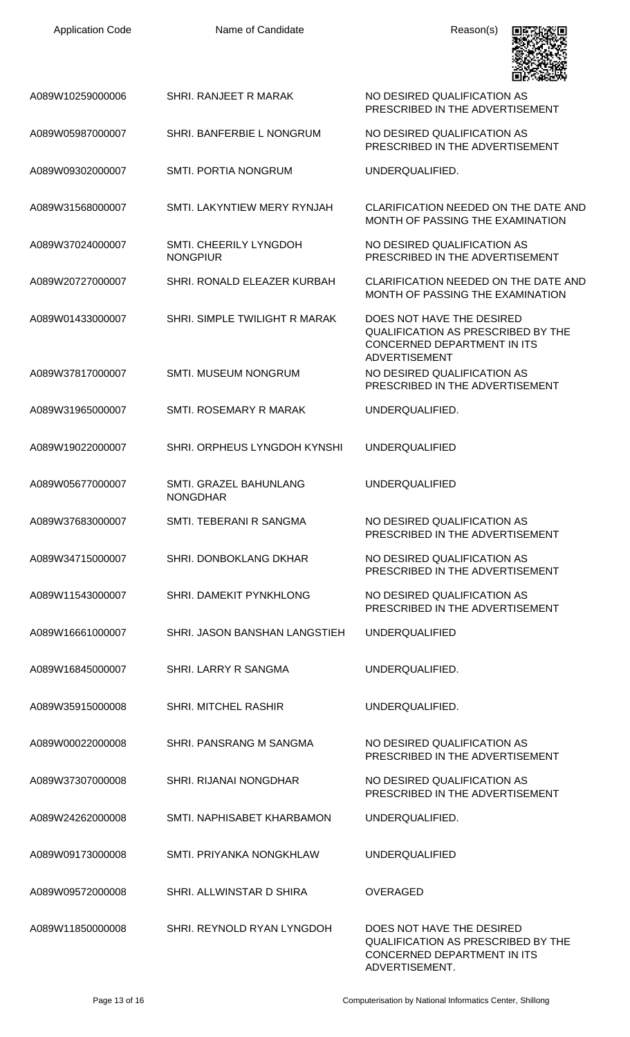| Application Code | Name of Candidate | Reason(s) |
|---|---|---|
| A089W10259000006 | SHRI. RANJEET R MARAK | NO DESIRED QUALIFICATION AS PRESCRIBED IN THE ADVERTISEMENT |
| A089W05987000007 | SHRI. BANFERBIE L NONGRUM | NO DESIRED QUALIFICATION AS PRESCRIBED IN THE ADVERTISEMENT |
| A089W09302000007 | SMTI. PORTIA NONGRUM | UNDERQUALIFIED. |
| A089W31568000007 | SMTI. LAKYNTIEW MERY RYNJAH | CLARIFICATION NEEDED ON THE DATE AND MONTH OF PASSING THE EXAMINATION |
| A089W37024000007 | SMTI. CHEERILY LYNGDOH NONGPIUR | NO DESIRED QUALIFICATION AS PRESCRIBED IN THE ADVERTISEMENT |
| A089W20727000007 | SHRI. RONALD ELEAZER KURBAH | CLARIFICATION NEEDED ON THE DATE AND MONTH OF PASSING THE EXAMINATION |
| A089W01433000007 | SHRI. SIMPLE TWILIGHT R MARAK | DOES NOT HAVE THE DESIRED QUALIFICATION AS PRESCRIBED BY THE CONCERNED DEPARTMENT IN ITS ADVERTISEMENT |
| A089W37817000007 | SMTI. MUSEUM NONGRUM | NO DESIRED QUALIFICATION AS PRESCRIBED IN THE ADVERTISEMENT |
| A089W31965000007 | SMTI. ROSEMARY R MARAK | UNDERQUALIFIED. |
| A089W19022000007 | SHRI. ORPHEUS LYNGDOH KYNSHI | UNDERQUALIFIED |
| A089W05677000007 | SMTI. GRAZEL BAHUNLANG NONGDHAR | UNDERQUALIFIED |
| A089W37683000007 | SMTI. TEBERANI R SANGMA | NO DESIRED QUALIFICATION AS PRESCRIBED IN THE ADVERTISEMENT |
| A089W34715000007 | SHRI. DONBOKLANG DKHAR | NO DESIRED QUALIFICATION AS PRESCRIBED IN THE ADVERTISEMENT |
| A089W11543000007 | SHRI. DAMEKIT PYNKHLONG | NO DESIRED QUALIFICATION AS PRESCRIBED IN THE ADVERTISEMENT |
| A089W16661000007 | SHRI. JASON BANSHAN LANGSTIEH | UNDERQUALIFIED |
| A089W16845000007 | SHRI. LARRY R SANGMA | UNDERQUALIFIED. |
| A089W35915000008 | SHRI. MITCHEL RASHIR | UNDERQUALIFIED. |
| A089W00022000008 | SHRI. PANSRANG M SANGMA | NO DESIRED QUALIFICATION AS PRESCRIBED IN THE ADVERTISEMENT |
| A089W37307000008 | SHRI. RIJANAI NONGDHAR | NO DESIRED QUALIFICATION AS PRESCRIBED IN THE ADVERTISEMENT |
| A089W24262000008 | SMTI. NAPHISABET KHARBAMON | UNDERQUALIFIED. |
| A089W09173000008 | SMTI. PRIYANKA NONGKHLAW | UNDERQUALIFIED |
| A089W09572000008 | SHRI. ALLWINSTAR D SHIRA | OVERAGED |
| A089W11850000008 | SHRI. REYNOLD RYAN LYNGDOH | DOES NOT HAVE THE DESIRED QUALIFICATION AS PRESCRIBED BY THE CONCERNED DEPARTMENT IN ITS ADVERTISEMENT. |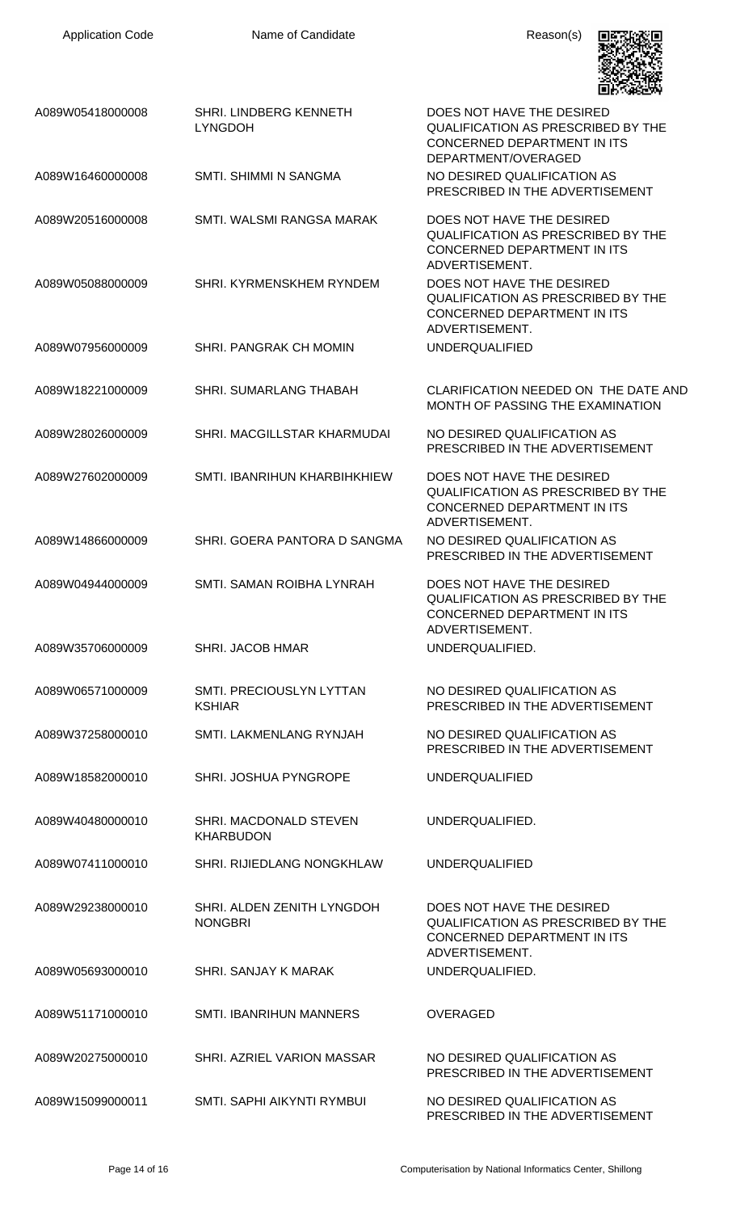| Application Code | Name of Candidate | Reason(s) |
|---|---|---|
| A089W05418000008 | SHRI. LINDBERG KENNETH LYNGDOH | DOES NOT HAVE THE DESIRED QUALIFICATION AS PRESCRIBED BY THE CONCERNED DEPARTMENT IN ITS DEPARTMENT/OVERAGED |
| A089W16460000008 | SMTI. SHIMMI N SANGMA | NO DESIRED QUALIFICATION AS PRESCRIBED IN THE ADVERTISEMENT |
| A089W20516000008 | SMTI. WALSMI RANGSA MARAK | DOES NOT HAVE THE DESIRED QUALIFICATION AS PRESCRIBED BY THE CONCERNED DEPARTMENT IN ITS ADVERTISEMENT. |
| A089W05088000009 | SHRI. KYRMENSKHEM RYNDEM | DOES NOT HAVE THE DESIRED QUALIFICATION AS PRESCRIBED BY THE CONCERNED DEPARTMENT IN ITS ADVERTISEMENT. |
| A089W07956000009 | SHRI. PANGRAK CH MOMIN | UNDERQUALIFIED |
| A089W18221000009 | SHRI. SUMARLANG THABAH | CLARIFICATION NEEDED ON THE DATE AND MONTH OF PASSING THE EXAMINATION |
| A089W28026000009 | SHRI. MACGILLSTAR KHARMUDAI | NO DESIRED QUALIFICATION AS PRESCRIBED IN THE ADVERTISEMENT |
| A089W27602000009 | SMTI. IBANRIHUN KHARBIHKHIEW | DOES NOT HAVE THE DESIRED QUALIFICATION AS PRESCRIBED BY THE CONCERNED DEPARTMENT IN ITS ADVERTISEMENT. |
| A089W14866000009 | SHRI. GOERA PANTORA D SANGMA | NO DESIRED QUALIFICATION AS PRESCRIBED IN THE ADVERTISEMENT |
| A089W04944000009 | SMTI. SAMAN ROIBHA LYNRAH | DOES NOT HAVE THE DESIRED QUALIFICATION AS PRESCRIBED BY THE CONCERNED DEPARTMENT IN ITS ADVERTISEMENT. |
| A089W35706000009 | SHRI. JACOB HMAR | UNDERQUALIFIED. |
| A089W06571000009 | SMTI. PRECIOUSLYN LYTTAN KSHIAR | NO DESIRED QUALIFICATION AS PRESCRIBED IN THE ADVERTISEMENT |
| A089W37258000010 | SMTI. LAKMENLANG RYNJAH | NO DESIRED QUALIFICATION AS PRESCRIBED IN THE ADVERTISEMENT |
| A089W18582000010 | SHRI. JOSHUA PYNGROPE | UNDERQUALIFIED |
| A089W40480000010 | SHRI. MACDONALD STEVEN KHARBUDON | UNDERQUALIFIED. |
| A089W07411000010 | SHRI. RIJIEDLANG NONGKHLAW | UNDERQUALIFIED |
| A089W29238000010 | SHRI. ALDEN ZENITH LYNGDOH NONGBRI | DOES NOT HAVE THE DESIRED QUALIFICATION AS PRESCRIBED BY THE CONCERNED DEPARTMENT IN ITS ADVERTISEMENT. |
| A089W05693000010 | SHRI. SANJAY K MARAK | UNDERQUALIFIED. |
| A089W51171000010 | SMTI. IBANRIHUN MANNERS | OVERAGED |
| A089W20275000010 | SHRI. AZRIEL VARION MASSAR | NO DESIRED QUALIFICATION AS PRESCRIBED IN THE ADVERTISEMENT |
| A089W15099000011 | SMTI. SAPHI AIKYNTI RYMBUI | NO DESIRED QUALIFICATION AS PRESCRIBED IN THE ADVERTISEMENT |

Computerisation by National Informatics Center, Shillong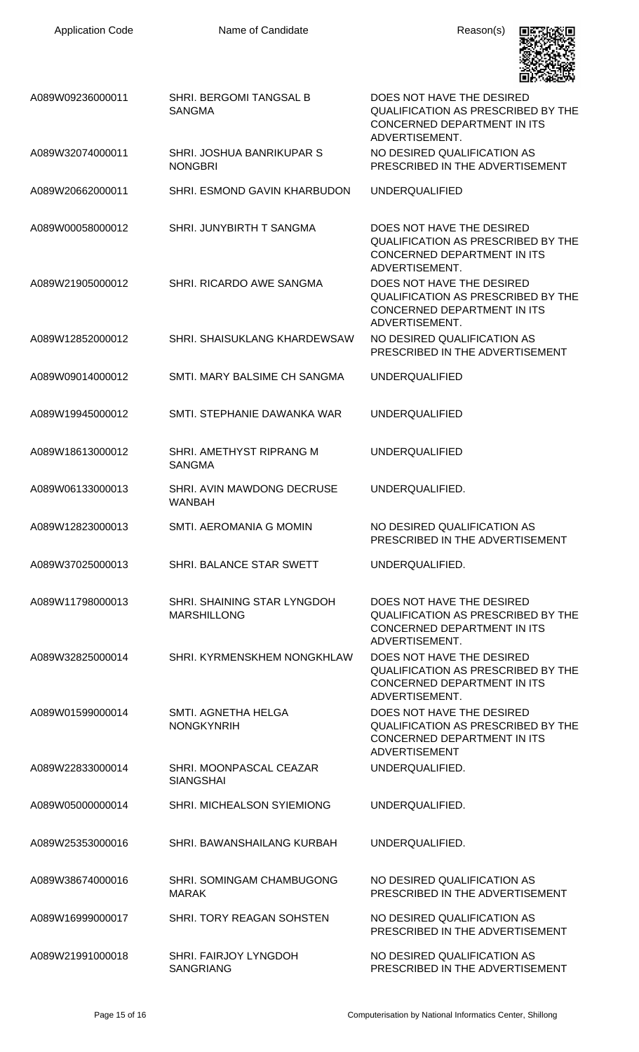| Application Code | Name of Candidate | Reason(s) |
| --- | --- | --- |
| A089W09236000011 | SHRI. BERGOMI TANGSAL B SANGMA | DOES NOT HAVE THE DESIRED QUALIFICATION AS PRESCRIBED BY THE CONCERNED DEPARTMENT IN ITS ADVERTISEMENT. |
| A089W32074000011 | SHRI. JOSHUA BANRIKUPAR S NONGBRI | NO DESIRED QUALIFICATION AS PRESCRIBED IN THE ADVERTISEMENT |
| A089W20662000011 | SHRI. ESMOND GAVIN KHARBUDON | UNDERQUALIFIED |
| A089W00058000012 | SHRI. JUNYBIRTH T SANGMA | DOES NOT HAVE THE DESIRED QUALIFICATION AS PRESCRIBED BY THE CONCERNED DEPARTMENT IN ITS ADVERTISEMENT. |
| A089W21905000012 | SHRI. RICARDO AWE SANGMA | DOES NOT HAVE THE DESIRED QUALIFICATION AS PRESCRIBED BY THE CONCERNED DEPARTMENT IN ITS ADVERTISEMENT. |
| A089W12852000012 | SHRI. SHAISUKLANG KHARDEWSAW | NO DESIRED QUALIFICATION AS PRESCRIBED IN THE ADVERTISEMENT |
| A089W09014000012 | SMTI. MARY BALSIME CH SANGMA | UNDERQUALIFIED |
| A089W19945000012 | SMTI. STEPHANIE DAWANKA WAR | UNDERQUALIFIED |
| A089W18613000012 | SHRI. AMETHYST RIPRANG M SANGMA | UNDERQUALIFIED |
| A089W06133000013 | SHRI. AVIN MAWDONG DECRUSE WANBAH | UNDERQUALIFIED. |
| A089W12823000013 | SMTI. AEROMANIA G MOMIN | NO DESIRED QUALIFICATION AS PRESCRIBED IN THE ADVERTISEMENT |
| A089W37025000013 | SHRI. BALANCE STAR SWETT | UNDERQUALIFIED. |
| A089W11798000013 | SHRI. SHAINING STAR LYNGDOH MARSHILLONG | DOES NOT HAVE THE DESIRED QUALIFICATION AS PRESCRIBED BY THE CONCERNED DEPARTMENT IN ITS ADVERTISEMENT. |
| A089W32825000014 | SHRI. KYRMENSKHEM NONGKHLAW | DOES NOT HAVE THE DESIRED QUALIFICATION AS PRESCRIBED BY THE CONCERNED DEPARTMENT IN ITS ADVERTISEMENT. |
| A089W01599000014 | SMTI. AGNETHA HELGA NONGKYNRIH | DOES NOT HAVE THE DESIRED QUALIFICATION AS PRESCRIBED BY THE CONCERNED DEPARTMENT IN ITS ADVERTISEMENT |
| A089W22833000014 | SHRI. MOONPASCAL CEAZAR SIANGSHAI | UNDERQUALIFIED. |
| A089W05000000014 | SHRI. MICHEALSON SYIEMIONG | UNDERQUALIFIED. |
| A089W25353000016 | SHRI. BAWANSHAILANG KURBAH | UNDERQUALIFIED. |
| A089W38674000016 | SHRI. SOMINGAM CHAMBUGONG MARAK | NO DESIRED QUALIFICATION AS PRESCRIBED IN THE ADVERTISEMENT |
| A089W16999000017 | SHRI. TORY REAGAN SOHSTEN | NO DESIRED QUALIFICATION AS PRESCRIBED IN THE ADVERTISEMENT |
| A089W21991000018 | SHRI. FAIRJOY LYNGDOH SANGRIANG | NO DESIRED QUALIFICATION AS PRESCRIBED IN THE ADVERTISEMENT |

Computerisation by National Informatics Center, Shillong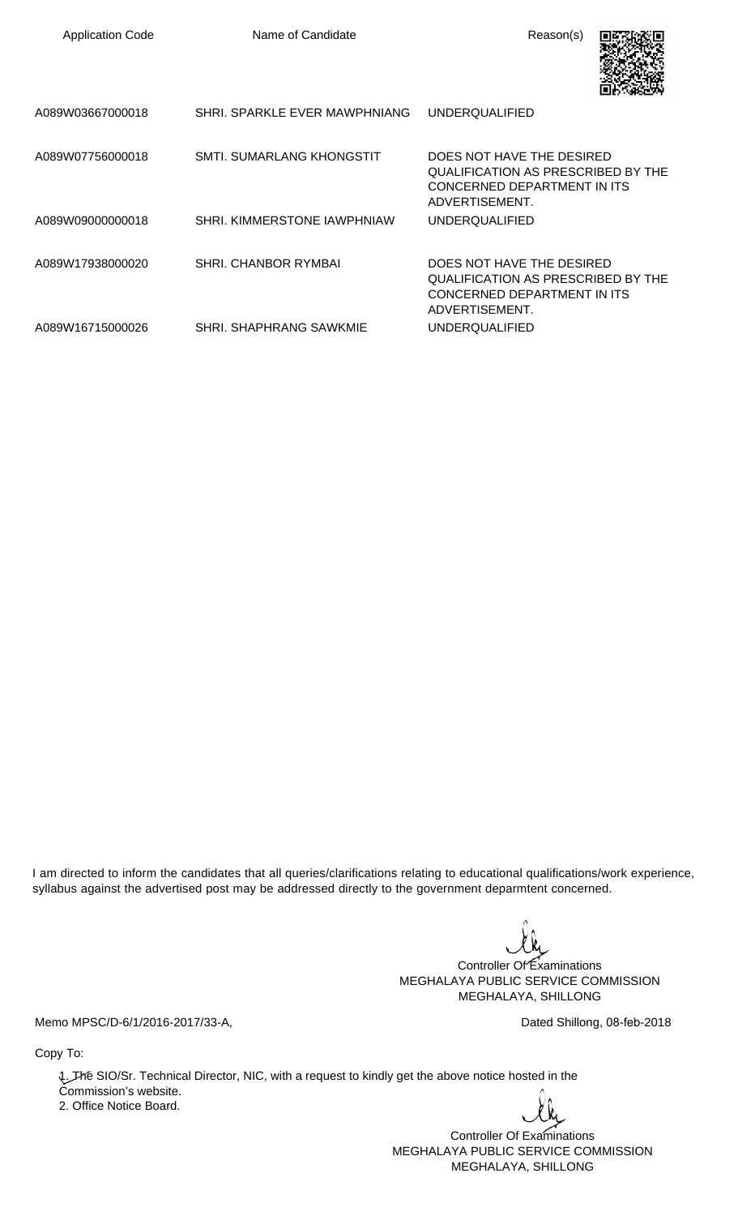| Application Code | Name of Candidate | Reason(s) |
|---|---|---|
| A089W03667000018 | SHRI. SPARKLE EVER MAWPHNIANG | UNDERQUALIFIED |
| A089W07756000018 | SMTI. SUMARLANG KHONGSTIT | DOES NOT HAVE THE DESIRED QUALIFICATION AS PRESCRIBED BY THE CONCERNED DEPARTMENT IN ITS ADVERTISEMENT. |
| A089W09000000018 | SHRI. KIMMERSTONE IAWPHNIAW | UNDERQUALIFIED |
| A089W17938000020 | SHRI. CHANBOR RYMBAI | DOES NOT HAVE THE DESIRED QUALIFICATION AS PRESCRIBED BY THE CONCERNED DEPARTMENT IN ITS ADVERTISEMENT. |
| A089W16715000026 | SHRI. SHAPHRANG SAWKMIE | UNDERQUALIFIED |

I am directed to inform the candidates that all queries/clarifications relating to educational qualifications/work experience, syllabus against the advertised post may be addressed directly to the government deparmtent concerned.

Controller Of Examinations
MEGHALAYA PUBLIC SERVICE COMMISSION
MEGHALAYA, SHILLONG

Memo MPSC/D-6/1/2016-2017/33-A,

Dated Shillong, 08-feb-2018

Copy To:

1. The SIO/Sr. Technical Director, NIC, with a request to kindly get the above notice hosted in the Commission's website.
2. Office Notice Board.

Controller Of Examinations
MEGHALAYA PUBLIC SERVICE COMMISSION
MEGHALAYA, SHILLONG